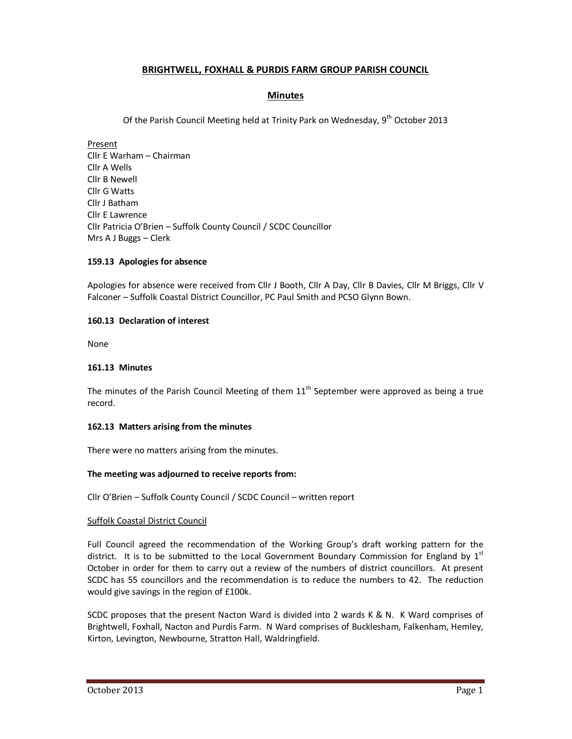# BRIGHTWELL, FOXHALL & PURDIS FARM GROUP PARISH COUNCIL

## Minutes

Of the Parish Council Meeting held at Trinity Park on Wednesday, 9th October 2013

Present
Cllr E Warham – Chairman
Cllr A Wells
Cllr B Newell
Cllr G Watts
Cllr J Batham
Cllr E Lawrence
Cllr Patricia O'Brien – Suffolk County Council / SCDC Councillor
Mrs A J Buggs – Clerk

### 159.13 Apologies for absence

Apologies for absence were received from Cllr J Booth, Cllr A Day, Cllr B Davies, Cllr M Briggs, Cllr V Falconer – Suffolk Coastal District Councillor, PC Paul Smith and PCSO Glynn Bown.

### 160.13 Declaration of interest

None

### 161.13 Minutes

The minutes of the Parish Council Meeting of them 11th September were approved as being a true record.

### 162.13 Matters arising from the minutes

There were no matters arising from the minutes.

**The meeting was adjourned to receive reports from:**

Cllr O'Brien – Suffolk County Council / SCDC Council – written report

Suffolk Coastal District Council

Full Council agreed the recommendation of the Working Group's draft working pattern for the district. It is to be submitted to the Local Government Boundary Commission for England by 1st October in order for them to carry out a review of the numbers of district councillors. At present SCDC has 55 councillors and the recommendation is to reduce the numbers to 42. The reduction would give savings in the region of £100k.

SCDC proposes that the present Nacton Ward is divided into 2 wards K & N. K Ward comprises of Brightwell, Foxhall, Nacton and Purdis Farm. N Ward comprises of Bucklesham, Falkenham, Hemley, Kirton, Levington, Newbourne, Stratton Hall, Waldringfield.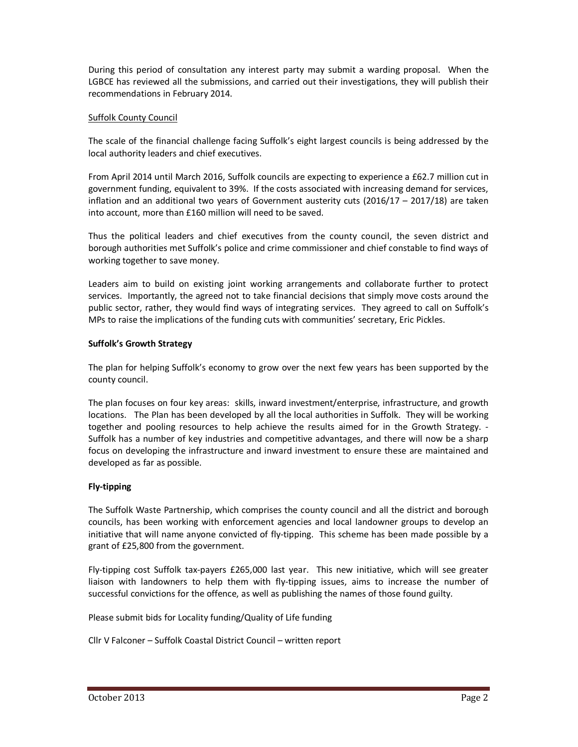During this period of consultation any interest party may submit a warding proposal. When the LGBCE has reviewed all the submissions, and carried out their investigations, they will publish their recommendations in February 2014.

Suffolk County Council

The scale of the financial challenge facing Suffolk's eight largest councils is being addressed by the local authority leaders and chief executives.

From April 2014 until March 2016, Suffolk councils are expecting to experience a £62.7 million cut in government funding, equivalent to 39%. If the costs associated with increasing demand for services, inflation and an additional two years of Government austerity cuts (2016/17 – 2017/18) are taken into account, more than £160 million will need to be saved.

Thus the political leaders and chief executives from the county council, the seven district and borough authorities met Suffolk's police and crime commissioner and chief constable to find ways of working together to save money.

Leaders aim to build on existing joint working arrangements and collaborate further to protect services. Importantly, the agreed not to take financial decisions that simply move costs around the public sector, rather, they would find ways of integrating services. They agreed to call on Suffolk's MPs to raise the implications of the funding cuts with communities' secretary, Eric Pickles.

**Suffolk's Growth Strategy**

The plan for helping Suffolk's economy to grow over the next few years has been supported by the county council.

The plan focuses on four key areas: skills, inward investment/enterprise, infrastructure, and growth locations. The Plan has been developed by all the local authorities in Suffolk. They will be working together and pooling resources to help achieve the results aimed for in the Growth Strategy. - Suffolk has a number of key industries and competitive advantages, and there will now be a sharp focus on developing the infrastructure and inward investment to ensure these are maintained and developed as far as possible.

**Fly-tipping**

The Suffolk Waste Partnership, which comprises the county council and all the district and borough councils, has been working with enforcement agencies and local landowner groups to develop an initiative that will name anyone convicted of fly-tipping. This scheme has been made possible by a grant of £25,800 from the government.

Fly-tipping cost Suffolk tax-payers £265,000 last year. This new initiative, which will see greater liaison with landowners to help them with fly-tipping issues, aims to increase the number of successful convictions for the offence, as well as publishing the names of those found guilty.

Please submit bids for Locality funding/Quality of Life funding

Cllr V Falconer – Suffolk Coastal District Council – written report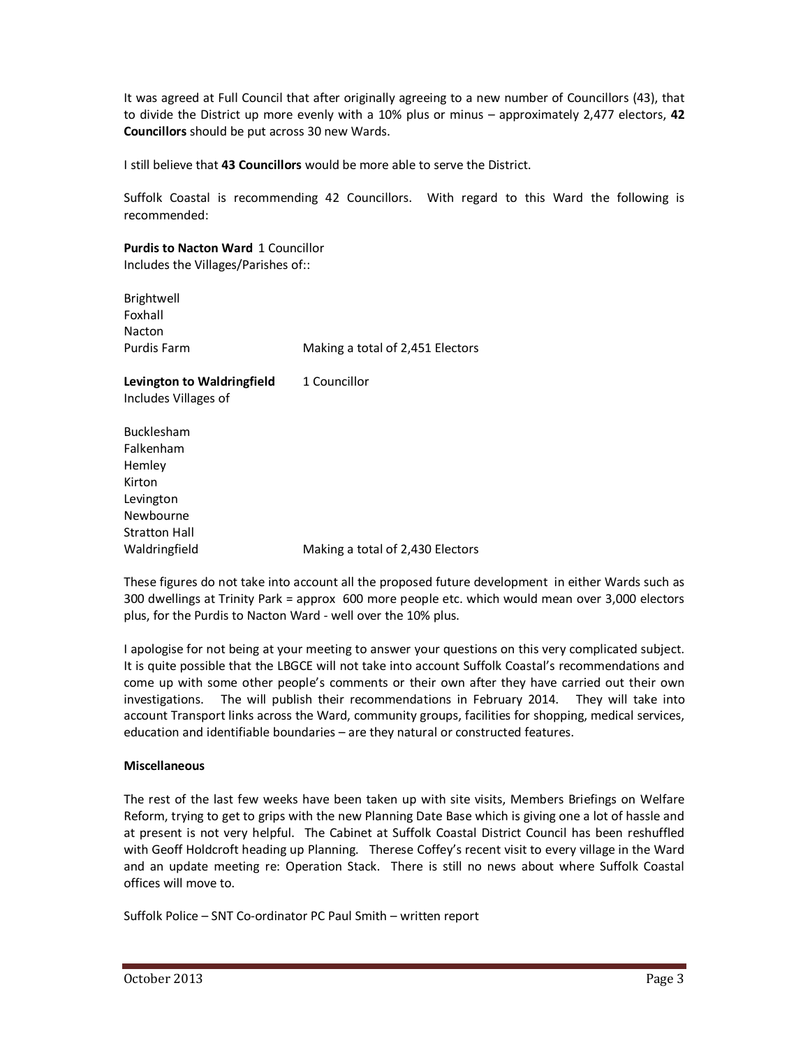It was agreed at Full Council that after originally agreeing to a new number of Councillors (43), that to divide the District up more evenly with a 10% plus or minus – approximately 2,477 electors, **42 Councillors** should be put across 30 new Wards.

I still believe that **43 Councillors** would be more able to serve the District.

Suffolk Coastal is recommending 42 Councillors. With regard to this Ward the following is recommended:

**Purdis to Nacton Ward** 1 Councillor
Includes the Villages/Parishes of::

Brightwell
Foxhall
Nacton
Purdis Farm — Making a total of 2,451 Electors

**Levington to Waldringfield** 1 Councillor
Includes Villages of

Bucklesham
Falkenham
Hemley
Kirton
Levington
Newbourne
Stratton Hall
Waldringfield — Making a total of 2,430 Electors

These figures do not take into account all the proposed future development in either Wards such as 300 dwellings at Trinity Park = approx 600 more people etc. which would mean over 3,000 electors plus, for the Purdis to Nacton Ward - well over the 10% plus.

I apologise for not being at your meeting to answer your questions on this very complicated subject. It is quite possible that the LBGCE will not take into account Suffolk Coastal's recommendations and come up with some other people's comments or their own after they have carried out their own investigations. The will publish their recommendations in February 2014. They will take into account Transport links across the Ward, community groups, facilities for shopping, medical services, education and identifiable boundaries – are they natural or constructed features.

**Miscellaneous**

The rest of the last few weeks have been taken up with site visits, Members Briefings on Welfare Reform, trying to get to grips with the new Planning Date Base which is giving one a lot of hassle and at present is not very helpful. The Cabinet at Suffolk Coastal District Council has been reshuffled with Geoff Holdcroft heading up Planning. Therese Coffey's recent visit to every village in the Ward and an update meeting re: Operation Stack. There is still no news about where Suffolk Coastal offices will move to.

Suffolk Police – SNT Co-ordinator PC Paul Smith – written report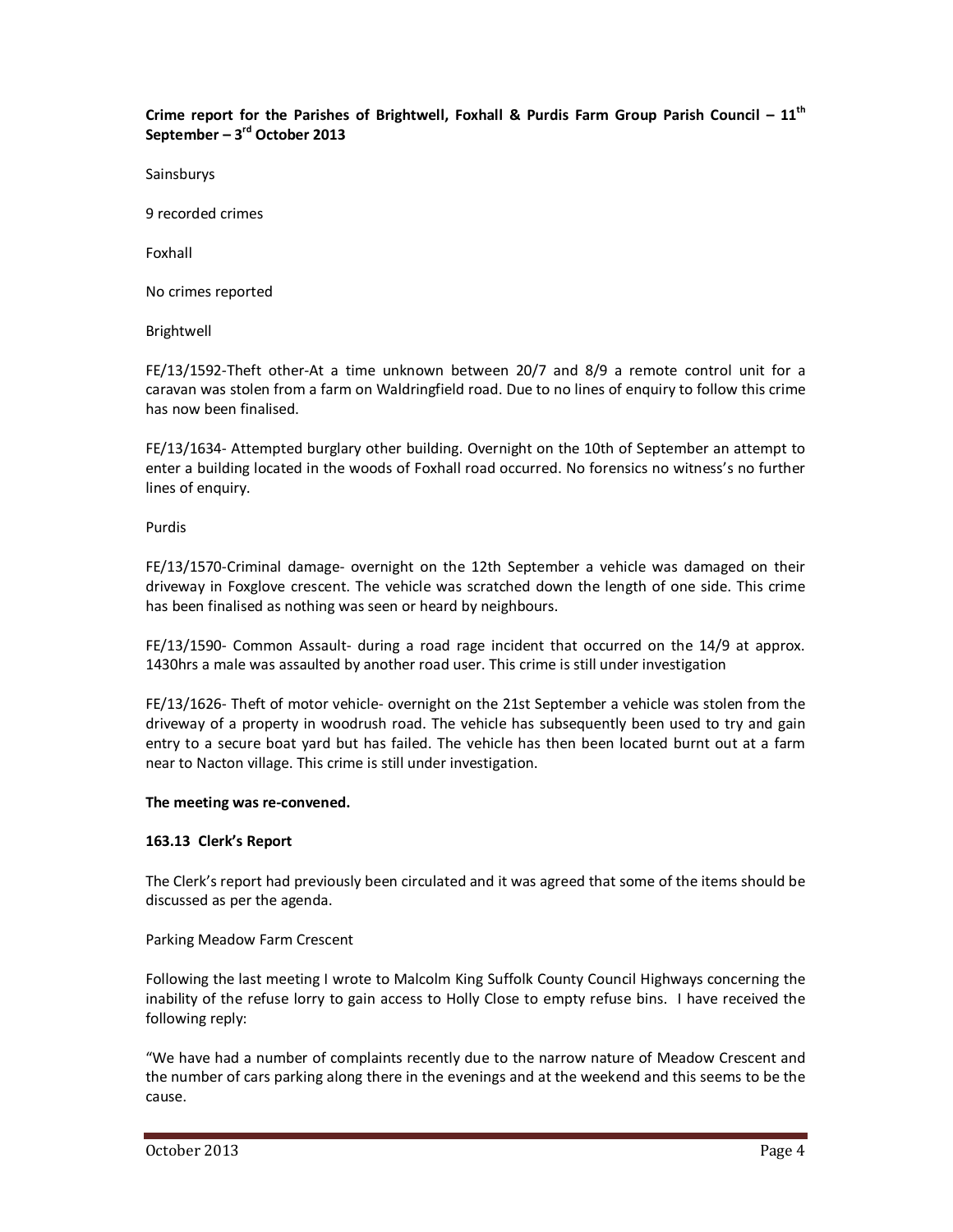**Crime report for the Parishes of Brightwell, Foxhall & Purdis Farm Group Parish Council – 11th September – 3rd October 2013**

Sainsburys

9 recorded crimes

Foxhall

No crimes reported

Brightwell

FE/13/1592-Theft other-At a time unknown between 20/7 and 8/9 a remote control unit for a caravan was stolen from a farm on Waldringfield road. Due to no lines of enquiry to follow this crime has now been finalised.

FE/13/1634- Attempted burglary other building. Overnight on the 10th of September an attempt to enter a building located in the woods of Foxhall road occurred. No forensics no witness's no further lines of enquiry.

Purdis

FE/13/1570-Criminal damage- overnight on the 12th September a vehicle was damaged on their driveway in Foxglove crescent. The vehicle was scratched down the length of one side. This crime has been finalised as nothing was seen or heard by neighbours.

FE/13/1590- Common Assault- during a road rage incident that occurred on the 14/9 at approx. 1430hrs a male was assaulted by another road user. This crime is still under investigation

FE/13/1626- Theft of motor vehicle- overnight on the 21st September a vehicle was stolen from the driveway of a property in woodrush road. The vehicle has subsequently been used to try and gain entry to a secure boat yard but has failed. The vehicle has then been located burnt out at a farm near to Nacton village. This crime is still under investigation.

**The meeting was re-convened.**

**163.13 Clerk's Report**

The Clerk's report had previously been circulated and it was agreed that some of the items should be discussed as per the agenda.

Parking Meadow Farm Crescent

Following the last meeting I wrote to Malcolm King Suffolk County Council Highways concerning the inability of the refuse lorry to gain access to Holly Close to empty refuse bins. I have received the following reply:

"We have had a number of complaints recently due to the narrow nature of Meadow Crescent and the number of cars parking along there in the evenings and at the weekend and this seems to be the cause.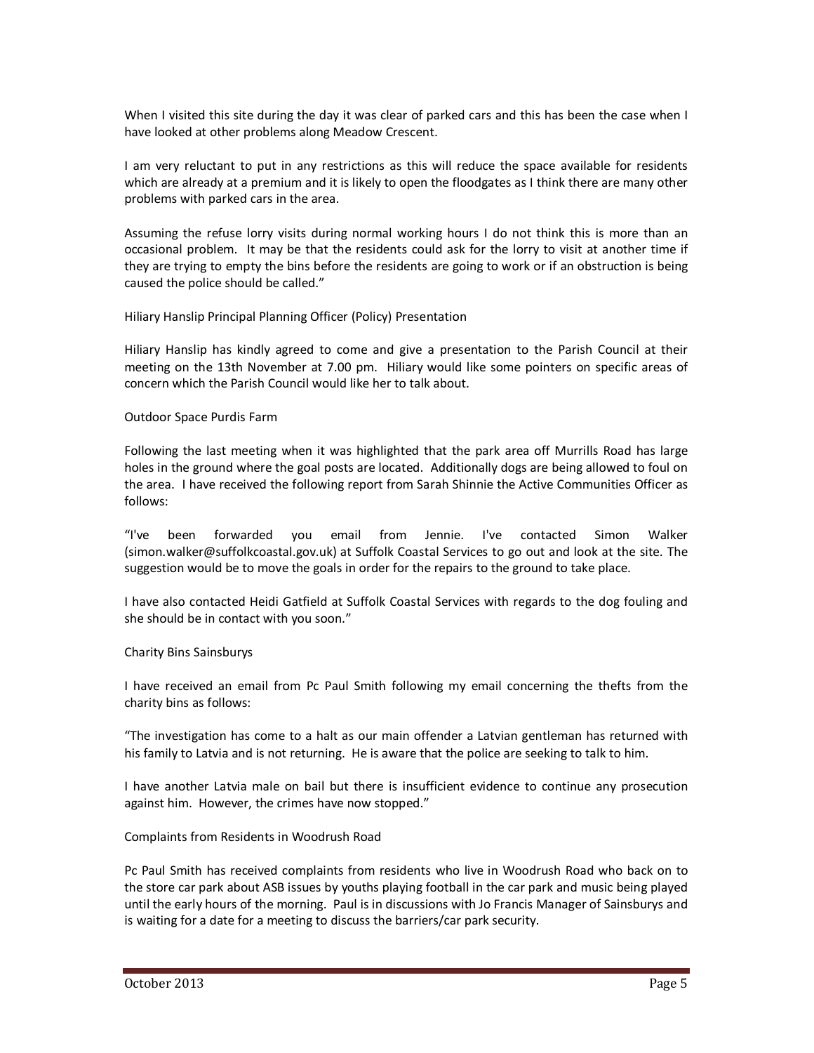When I visited this site during the day it was clear of parked cars and this has been the case when I have looked at other problems along Meadow Crescent.

I am very reluctant to put in any restrictions as this will reduce the space available for residents which are already at a premium and it is likely to open the floodgates as I think there are many other problems with parked cars in the area.

Assuming the refuse lorry visits during normal working hours I do not think this is more than an occasional problem. It may be that the residents could ask for the lorry to visit at another time if they are trying to empty the bins before the residents are going to work or if an obstruction is being caused the police should be called."

Hiliary Hanslip Principal Planning Officer (Policy) Presentation

Hiliary Hanslip has kindly agreed to come and give a presentation to the Parish Council at their meeting on the 13th November at 7.00 pm. Hiliary would like some pointers on specific areas of concern which the Parish Council would like her to talk about.

Outdoor Space Purdis Farm

Following the last meeting when it was highlighted that the park area off Murrills Road has large holes in the ground where the goal posts are located. Additionally dogs are being allowed to foul on the area. I have received the following report from Sarah Shinnie the Active Communities Officer as follows:

"I've been forwarded you email from Jennie. I've contacted Simon Walker (simon.walker@suffolkcoastal.gov.uk) at Suffolk Coastal Services to go out and look at the site. The suggestion would be to move the goals in order for the repairs to the ground to take place.

I have also contacted Heidi Gatfield at Suffolk Coastal Services with regards to the dog fouling and she should be in contact with you soon."

Charity Bins Sainsburys

I have received an email from Pc Paul Smith following my email concerning the thefts from the charity bins as follows:

"The investigation has come to a halt as our main offender a Latvian gentleman has returned with his family to Latvia and is not returning. He is aware that the police are seeking to talk to him.

I have another Latvia male on bail but there is insufficient evidence to continue any prosecution against him. However, the crimes have now stopped."

Complaints from Residents in Woodrush Road

Pc Paul Smith has received complaints from residents who live in Woodrush Road who back on to the store car park about ASB issues by youths playing football in the car park and music being played until the early hours of the morning. Paul is in discussions with Jo Francis Manager of Sainsburys and is waiting for a date for a meeting to discuss the barriers/car park security.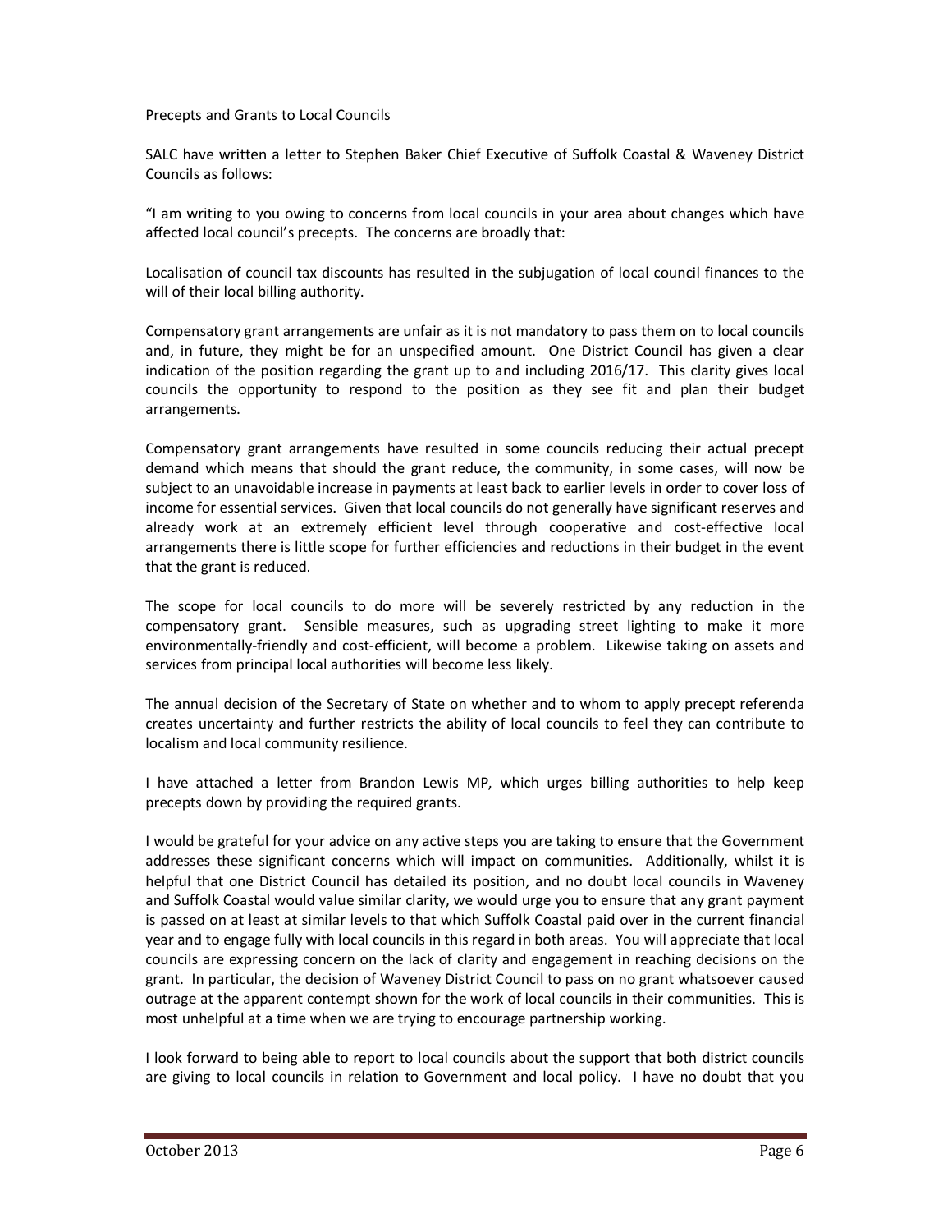## Precepts and Grants to Local Councils

SALC have written a letter to Stephen Baker Chief Executive of Suffolk Coastal & Waveney District Councils as follows:

"I am writing to you owing to concerns from local councils in your area about changes which have affected local council's precepts. The concerns are broadly that:

Localisation of council tax discounts has resulted in the subjugation of local council finances to the will of their local billing authority.

Compensatory grant arrangements are unfair as it is not mandatory to pass them on to local councils and, in future, they might be for an unspecified amount. One District Council has given a clear indication of the position regarding the grant up to and including 2016/17. This clarity gives local councils the opportunity to respond to the position as they see fit and plan their budget arrangements.

Compensatory grant arrangements have resulted in some councils reducing their actual precept demand which means that should the grant reduce, the community, in some cases, will now be subject to an unavoidable increase in payments at least back to earlier levels in order to cover loss of income for essential services. Given that local councils do not generally have significant reserves and already work at an extremely efficient level through cooperative and cost-effective local arrangements there is little scope for further efficiencies and reductions in their budget in the event that the grant is reduced.

The scope for local councils to do more will be severely restricted by any reduction in the compensatory grant. Sensible measures, such as upgrading street lighting to make it more environmentally-friendly and cost-efficient, will become a problem. Likewise taking on assets and services from principal local authorities will become less likely.

The annual decision of the Secretary of State on whether and to whom to apply precept referenda creates uncertainty and further restricts the ability of local councils to feel they can contribute to localism and local community resilience.

I have attached a letter from Brandon Lewis MP, which urges billing authorities to help keep precepts down by providing the required grants.

I would be grateful for your advice on any active steps you are taking to ensure that the Government addresses these significant concerns which will impact on communities. Additionally, whilst it is helpful that one District Council has detailed its position, and no doubt local councils in Waveney and Suffolk Coastal would value similar clarity, we would urge you to ensure that any grant payment is passed on at least at similar levels to that which Suffolk Coastal paid over in the current financial year and to engage fully with local councils in this regard in both areas. You will appreciate that local councils are expressing concern on the lack of clarity and engagement in reaching decisions on the grant. In particular, the decision of Waveney District Council to pass on no grant whatsoever caused outrage at the apparent contempt shown for the work of local councils in their communities. This is most unhelpful at a time when we are trying to encourage partnership working.

I look forward to being able to report to local councils about the support that both district councils are giving to local councils in relation to Government and local policy. I have no doubt that you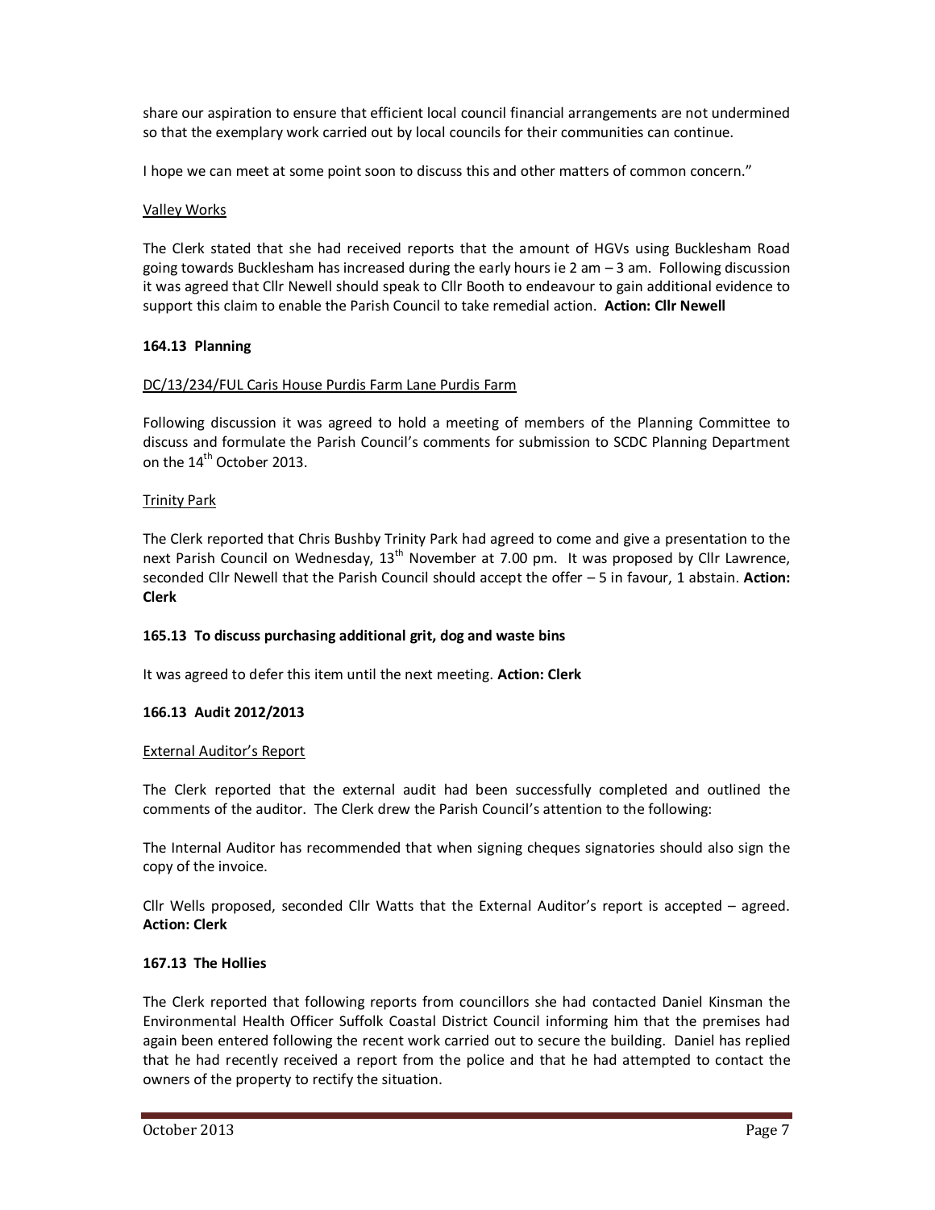share our aspiration to ensure that efficient local council financial arrangements are not undermined so that the exemplary work carried out by local councils for their communities can continue.

I hope we can meet at some point soon to discuss this and other matters of common concern."

Valley Works

The Clerk stated that she had received reports that the amount of HGVs using Bucklesham Road going towards Bucklesham has increased during the early hours ie 2 am – 3 am. Following discussion it was agreed that Cllr Newell should speak to Cllr Booth to endeavour to gain additional evidence to support this claim to enable the Parish Council to take remedial action. **Action: Cllr Newell**

**164.13 Planning**

DC/13/234/FUL Caris House Purdis Farm Lane Purdis Farm

Following discussion it was agreed to hold a meeting of members of the Planning Committee to discuss and formulate the Parish Council's comments for submission to SCDC Planning Department on the 14th October 2013.

Trinity Park

The Clerk reported that Chris Bushby Trinity Park had agreed to come and give a presentation to the next Parish Council on Wednesday, 13th November at 7.00 pm. It was proposed by Cllr Lawrence, seconded Cllr Newell that the Parish Council should accept the offer – 5 in favour, 1 abstain. **Action: Clerk**

**165.13 To discuss purchasing additional grit, dog and waste bins**

It was agreed to defer this item until the next meeting. **Action: Clerk**

**166.13 Audit 2012/2013**

External Auditor's Report

The Clerk reported that the external audit had been successfully completed and outlined the comments of the auditor. The Clerk drew the Parish Council's attention to the following:

The Internal Auditor has recommended that when signing cheques signatories should also sign the copy of the invoice.

Cllr Wells proposed, seconded Cllr Watts that the External Auditor's report is accepted – agreed. **Action: Clerk**

**167.13 The Hollies**

The Clerk reported that following reports from councillors she had contacted Daniel Kinsman the Environmental Health Officer Suffolk Coastal District Council informing him that the premises had again been entered following the recent work carried out to secure the building. Daniel has replied that he had recently received a report from the police and that he had attempted to contact the owners of the property to rectify the situation.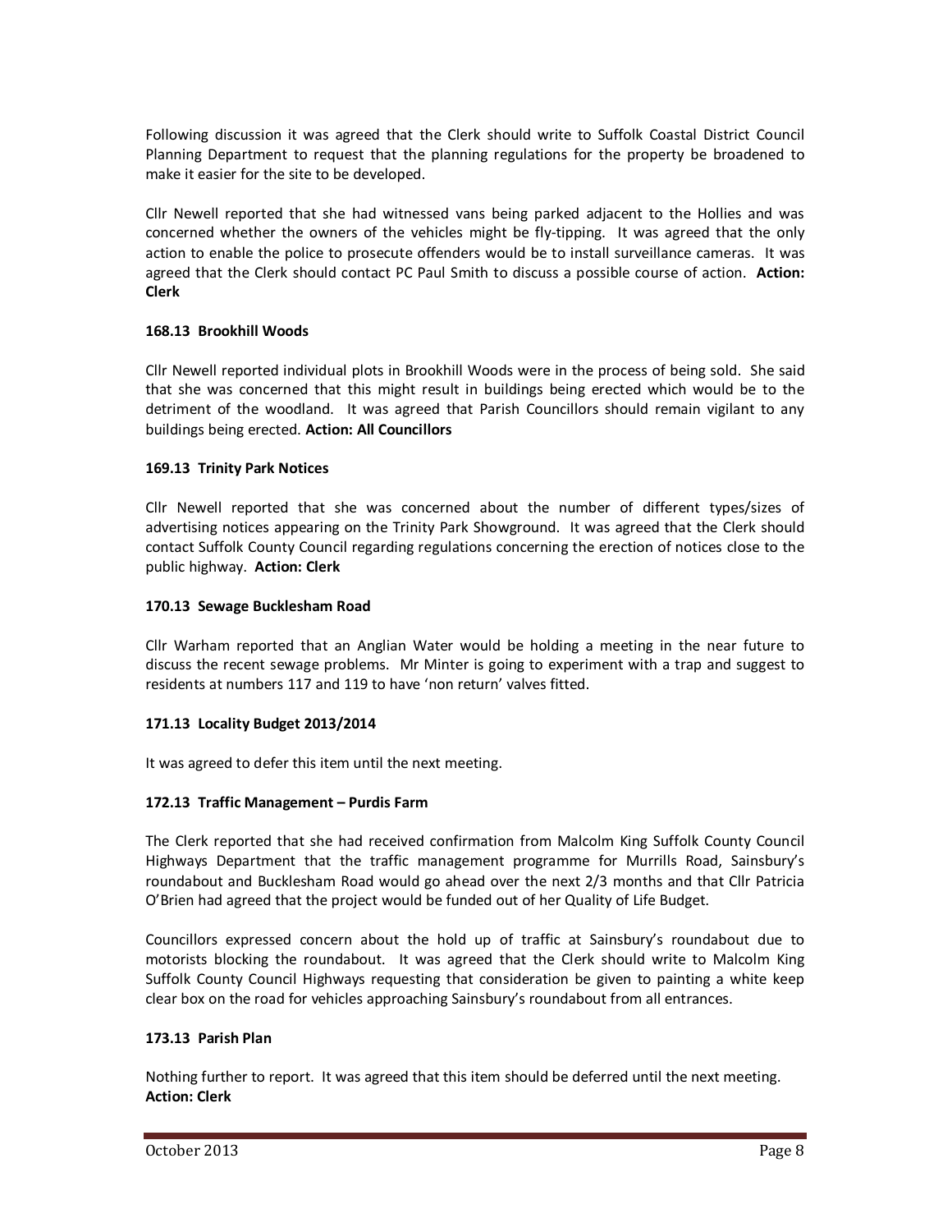Following discussion it was agreed that the Clerk should write to Suffolk Coastal District Council Planning Department to request that the planning regulations for the property be broadened to make it easier for the site to be developed.

Cllr Newell reported that she had witnessed vans being parked adjacent to the Hollies and was concerned whether the owners of the vehicles might be fly-tipping. It was agreed that the only action to enable the police to prosecute offenders would be to install surveillance cameras. It was agreed that the Clerk should contact PC Paul Smith to discuss a possible course of action. **Action: Clerk**

**168.13 Brookhill Woods**

Cllr Newell reported individual plots in Brookhill Woods were in the process of being sold. She said that she was concerned that this might result in buildings being erected which would be to the detriment of the woodland. It was agreed that Parish Councillors should remain vigilant to any buildings being erected. **Action: All Councillors**

**169.13 Trinity Park Notices**

Cllr Newell reported that she was concerned about the number of different types/sizes of advertising notices appearing on the Trinity Park Showground. It was agreed that the Clerk should contact Suffolk County Council regarding regulations concerning the erection of notices close to the public highway. **Action: Clerk**

**170.13 Sewage Bucklesham Road**

Cllr Warham reported that an Anglian Water would be holding a meeting in the near future to discuss the recent sewage problems. Mr Minter is going to experiment with a trap and suggest to residents at numbers 117 and 119 to have 'non return' valves fitted.

**171.13 Locality Budget 2013/2014**

It was agreed to defer this item until the next meeting.

**172.13 Traffic Management – Purdis Farm**

The Clerk reported that she had received confirmation from Malcolm King Suffolk County Council Highways Department that the traffic management programme for Murrills Road, Sainsbury's roundabout and Bucklesham Road would go ahead over the next 2/3 months and that Cllr Patricia O'Brien had agreed that the project would be funded out of her Quality of Life Budget.

Councillors expressed concern about the hold up of traffic at Sainsbury's roundabout due to motorists blocking the roundabout. It was agreed that the Clerk should write to Malcolm King Suffolk County Council Highways requesting that consideration be given to painting a white keep clear box on the road for vehicles approaching Sainsbury's roundabout from all entrances.

**173.13 Parish Plan**

Nothing further to report. It was agreed that this item should be deferred until the next meeting.
**Action: Clerk**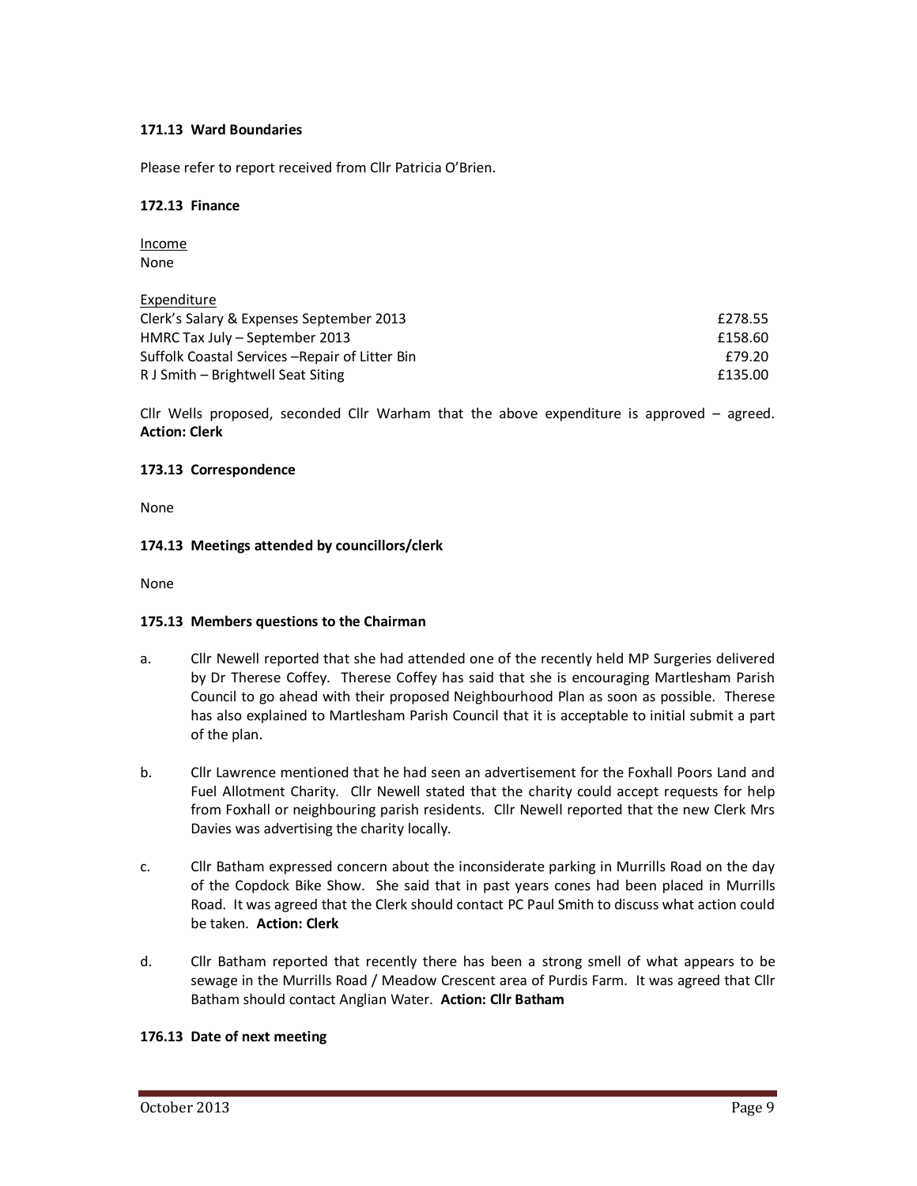**171.13 Ward Boundaries**

Please refer to report received from Cllr Patricia O'Brien.

**172.13 Finance**

Income
None

Expenditure

| | |
|---|---|
| Clerk's Salary & Expenses September 2013 | £278.55 |
| HMRC Tax July – September 2013 | £158.60 |
| Suffolk Coastal Services –Repair of Litter Bin | £79.20 |
| R J Smith – Brightwell Seat Siting | £135.00 |

Cllr Wells proposed, seconded Cllr Warham that the above expenditure is approved – agreed. **Action: Clerk**

**173.13 Correspondence**

None

**174.13 Meetings attended by councillors/clerk**

None

**175.13 Members questions to the Chairman**

a. Cllr Newell reported that she had attended one of the recently held MP Surgeries delivered by Dr Therese Coffey. Therese Coffey has said that she is encouraging Martlesham Parish Council to go ahead with their proposed Neighbourhood Plan as soon as possible. Therese has also explained to Martlesham Parish Council that it is acceptable to initial submit a part of the plan.

b. Cllr Lawrence mentioned that he had seen an advertisement for the Foxhall Poors Land and Fuel Allotment Charity. Cllr Newell stated that the charity could accept requests for help from Foxhall or neighbouring parish residents. Cllr Newell reported that the new Clerk Mrs Davies was advertising the charity locally.

c. Cllr Batham expressed concern about the inconsiderate parking in Murrills Road on the day of the Copdock Bike Show. She said that in past years cones had been placed in Murrills Road. It was agreed that the Clerk should contact PC Paul Smith to discuss what action could be taken. **Action: Clerk**

d. Cllr Batham reported that recently there has been a strong smell of what appears to be sewage in the Murrills Road / Meadow Crescent area of Purdis Farm. It was agreed that Cllr Batham should contact Anglian Water. **Action: Cllr Batham**

**176.13 Date of next meeting**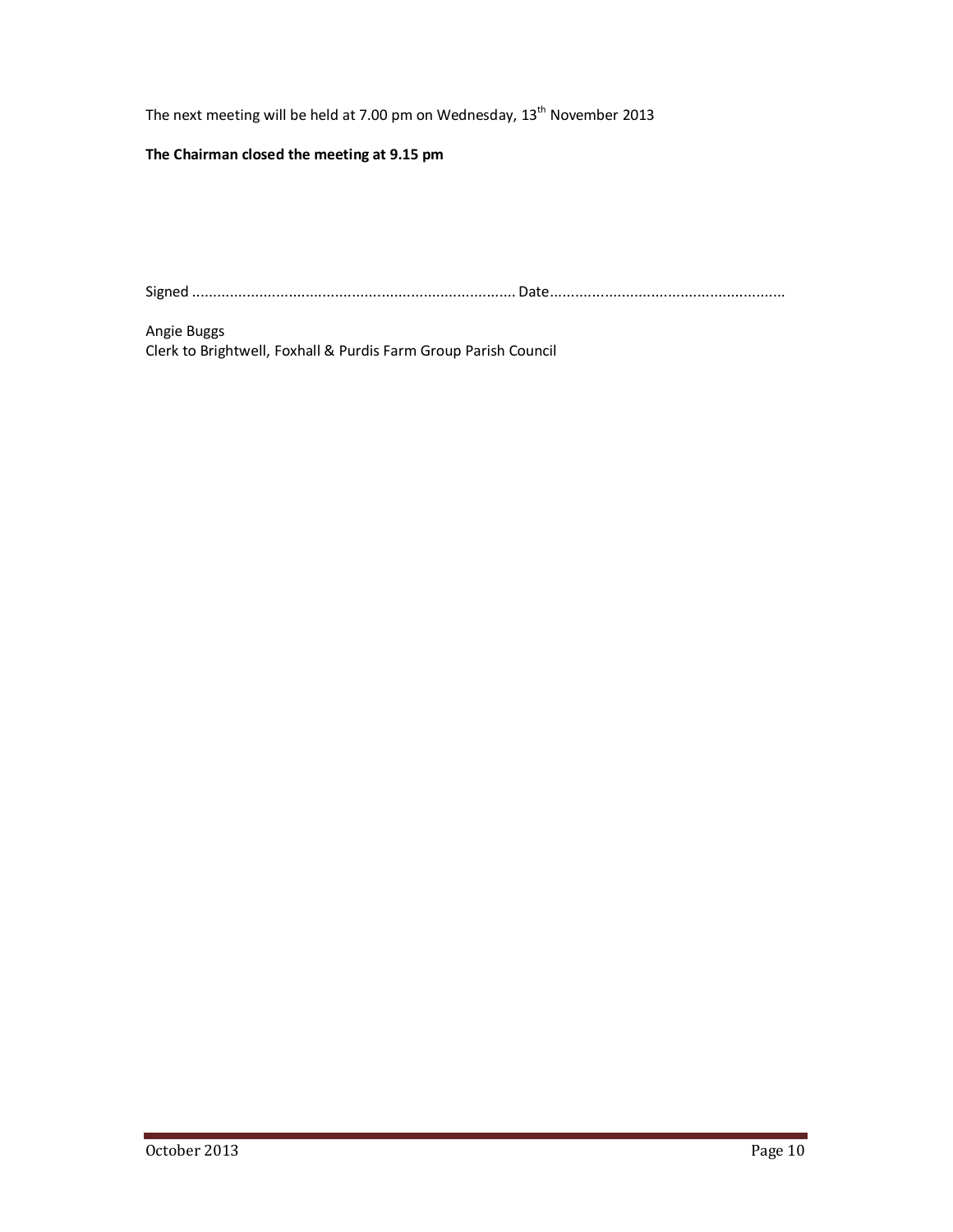The next meeting will be held at 7.00 pm on Wednesday, 13th November 2013

**The Chairman closed the meeting at 9.15 pm**

Signed ............................................................................ Date........................................................

Angie Buggs
Clerk to Brightwell, Foxhall & Purdis Farm Group Parish Council